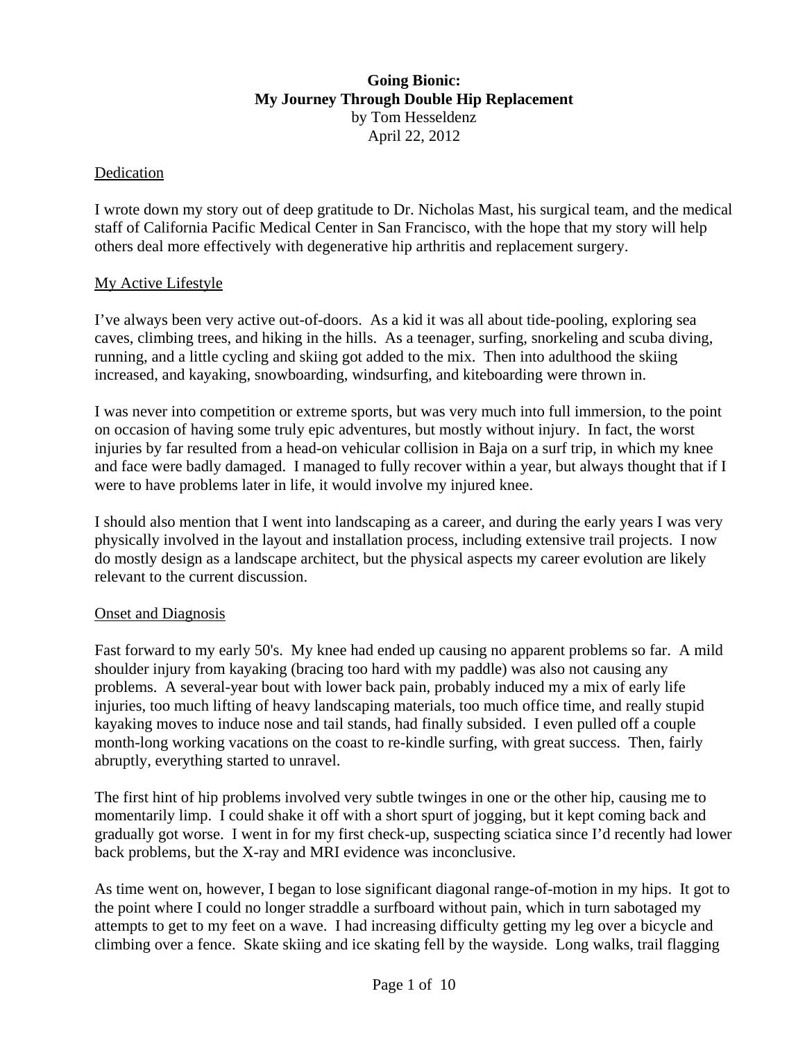# Going Bionic:
# My Journey Through Double Hip Replacement

by Tom Hesseldenz
April 22, 2012

## Dedication

I wrote down my story out of deep gratitude to Dr. Nicholas Mast, his surgical team, and the medical staff of California Pacific Medical Center in San Francisco, with the hope that my story will help others deal more effectively with degenerative hip arthritis and replacement surgery.

## My Active Lifestyle

I've always been very active out-of-doors. As a kid it was all about tide-pooling, exploring sea caves, climbing trees, and hiking in the hills. As a teenager, surfing, snorkeling and scuba diving, running, and a little cycling and skiing got added to the mix. Then into adulthood the skiing increased, and kayaking, snowboarding, windsurfing, and kiteboarding were thrown in.

I was never into competition or extreme sports, but was very much into full immersion, to the point on occasion of having some truly epic adventures, but mostly without injury. In fact, the worst injuries by far resulted from a head-on vehicular collision in Baja on a surf trip, in which my knee and face were badly damaged. I managed to fully recover within a year, but always thought that if I were to have problems later in life, it would involve my injured knee.

I should also mention that I went into landscaping as a career, and during the early years I was very physically involved in the layout and installation process, including extensive trail projects. I now do mostly design as a landscape architect, but the physical aspects my career evolution are likely relevant to the current discussion.

## Onset and Diagnosis

Fast forward to my early 50's. My knee had ended up causing no apparent problems so far. A mild shoulder injury from kayaking (bracing too hard with my paddle) was also not causing any problems. A several-year bout with lower back pain, probably induced my a mix of early life injuries, too much lifting of heavy landscaping materials, too much office time, and really stupid kayaking moves to induce nose and tail stands, had finally subsided. I even pulled off a couple month-long working vacations on the coast to re-kindle surfing, with great success. Then, fairly abruptly, everything started to unravel.

The first hint of hip problems involved very subtle twinges in one or the other hip, causing me to momentarily limp. I could shake it off with a short spurt of jogging, but it kept coming back and gradually got worse. I went in for my first check-up, suspecting sciatica since I'd recently had lower back problems, but the X-ray and MRI evidence was inconclusive.

As time went on, however, I began to lose significant diagonal range-of-motion in my hips. It got to the point where I could no longer straddle a surfboard without pain, which in turn sabotaged my attempts to get to my feet on a wave. I had increasing difficulty getting my leg over a bicycle and climbing over a fence. Skate skiing and ice skating fell by the wayside. Long walks, trail flagging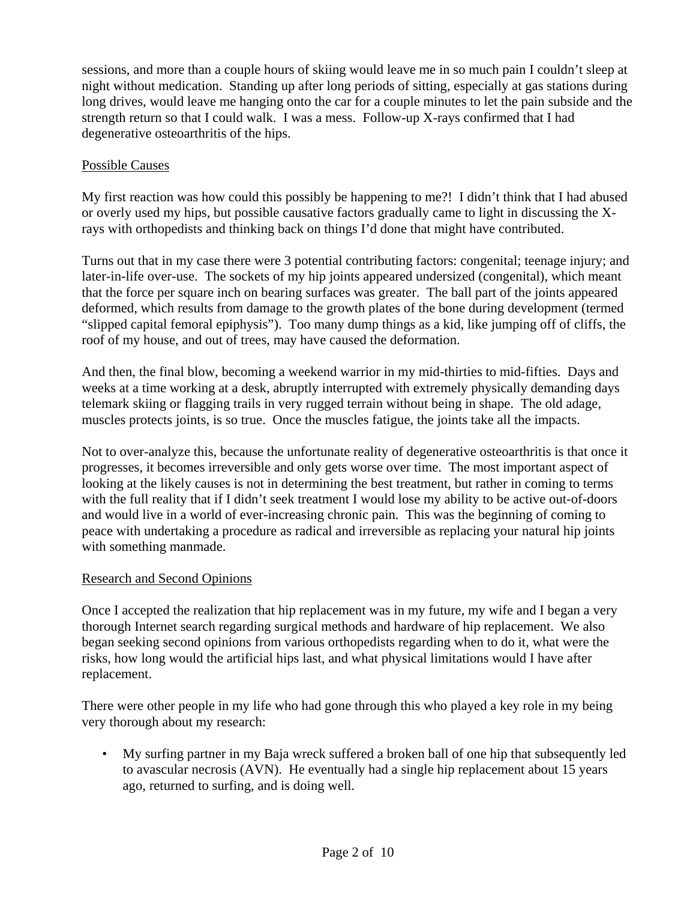sessions, and more than a couple hours of skiing would leave me in so much pain I couldn't sleep at night without medication. Standing up after long periods of sitting, especially at gas stations during long drives, would leave me hanging onto the car for a couple minutes to let the pain subside and the strength return so that I could walk. I was a mess. Follow-up X-rays confirmed that I had degenerative osteoarthritis of the hips.

## Possible Causes

My first reaction was how could this possibly be happening to me?! I didn't think that I had abused or overly used my hips, but possible causative factors gradually came to light in discussing the X-rays with orthopedists and thinking back on things I'd done that might have contributed.

Turns out that in my case there were 3 potential contributing factors: congenital; teenage injury; and later-in-life over-use. The sockets of my hip joints appeared undersized (congenital), which meant that the force per square inch on bearing surfaces was greater. The ball part of the joints appeared deformed, which results from damage to the growth plates of the bone during development (termed "slipped capital femoral epiphysis"). Too many dump things as a kid, like jumping off of cliffs, the roof of my house, and out of trees, may have caused the deformation.

And then, the final blow, becoming a weekend warrior in my mid-thirties to mid-fifties. Days and weeks at a time working at a desk, abruptly interrupted with extremely physically demanding days telemark skiing or flagging trails in very rugged terrain without being in shape. The old adage, muscles protects joints, is so true. Once the muscles fatigue, the joints take all the impacts.

Not to over-analyze this, because the unfortunate reality of degenerative osteoarthritis is that once it progresses, it becomes irreversible and only gets worse over time. The most important aspect of looking at the likely causes is not in determining the best treatment, but rather in coming to terms with the full reality that if I didn't seek treatment I would lose my ability to be active out-of-doors and would live in a world of ever-increasing chronic pain. This was the beginning of coming to peace with undertaking a procedure as radical and irreversible as replacing your natural hip joints with something manmade.

## Research and Second Opinions

Once I accepted the realization that hip replacement was in my future, my wife and I began a very thorough Internet search regarding surgical methods and hardware of hip replacement. We also began seeking second opinions from various orthopedists regarding when to do it, what were the risks, how long would the artificial hips last, and what physical limitations would I have after replacement.

There were other people in my life who had gone through this who played a key role in my being very thorough about my research:

- My surfing partner in my Baja wreck suffered a broken ball of one hip that subsequently led to avascular necrosis (AVN). He eventually had a single hip replacement about 15 years ago, returned to surfing, and is doing well.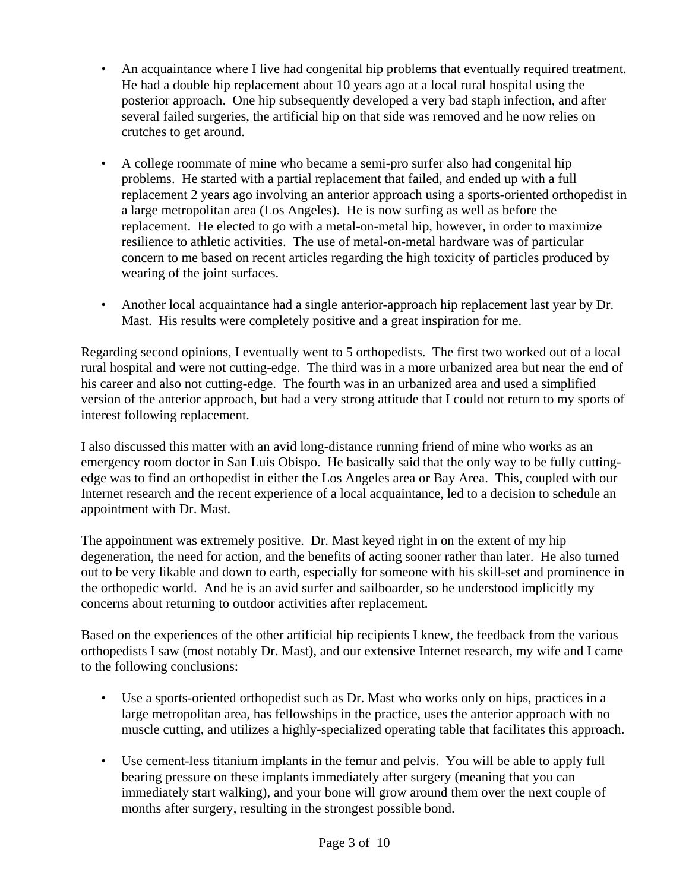- An acquaintance where I live had congenital hip problems that eventually required treatment. He had a double hip replacement about 10 years ago at a local rural hospital using the posterior approach. One hip subsequently developed a very bad staph infection, and after several failed surgeries, the artificial hip on that side was removed and he now relies on crutches to get around.

- A college roommate of mine who became a semi-pro surfer also had congenital hip problems. He started with a partial replacement that failed, and ended up with a full replacement 2 years ago involving an anterior approach using a sports-oriented orthopedist in a large metropolitan area (Los Angeles). He is now surfing as well as before the replacement. He elected to go with a metal-on-metal hip, however, in order to maximize resilience to athletic activities. The use of metal-on-metal hardware was of particular concern to me based on recent articles regarding the high toxicity of particles produced by wearing of the joint surfaces.

- Another local acquaintance had a single anterior-approach hip replacement last year by Dr. Mast. His results were completely positive and a great inspiration for me.

Regarding second opinions, I eventually went to 5 orthopedists. The first two worked out of a local rural hospital and were not cutting-edge. The third was in a more urbanized area but near the end of his career and also not cutting-edge. The fourth was in an urbanized area and used a simplified version of the anterior approach, but had a very strong attitude that I could not return to my sports of interest following replacement.

I also discussed this matter with an avid long-distance running friend of mine who works as an emergency room doctor in San Luis Obispo. He basically said that the only way to be fully cutting-edge was to find an orthopedist in either the Los Angeles area or Bay Area. This, coupled with our Internet research and the recent experience of a local acquaintance, led to a decision to schedule an appointment with Dr. Mast.

The appointment was extremely positive. Dr. Mast keyed right in on the extent of my hip degeneration, the need for action, and the benefits of acting sooner rather than later. He also turned out to be very likable and down to earth, especially for someone with his skill-set and prominence in the orthopedic world. And he is an avid surfer and sailboarder, so he understood implicitly my concerns about returning to outdoor activities after replacement.

Based on the experiences of the other artificial hip recipients I knew, the feedback from the various orthopedists I saw (most notably Dr. Mast), and our extensive Internet research, my wife and I came to the following conclusions:

- Use a sports-oriented orthopedist such as Dr. Mast who works only on hips, practices in a large metropolitan area, has fellowships in the practice, uses the anterior approach with no muscle cutting, and utilizes a highly-specialized operating table that facilitates this approach.

- Use cement-less titanium implants in the femur and pelvis. You will be able to apply full bearing pressure on these implants immediately after surgery (meaning that you can immediately start walking), and your bone will grow around them over the next couple of months after surgery, resulting in the strongest possible bond.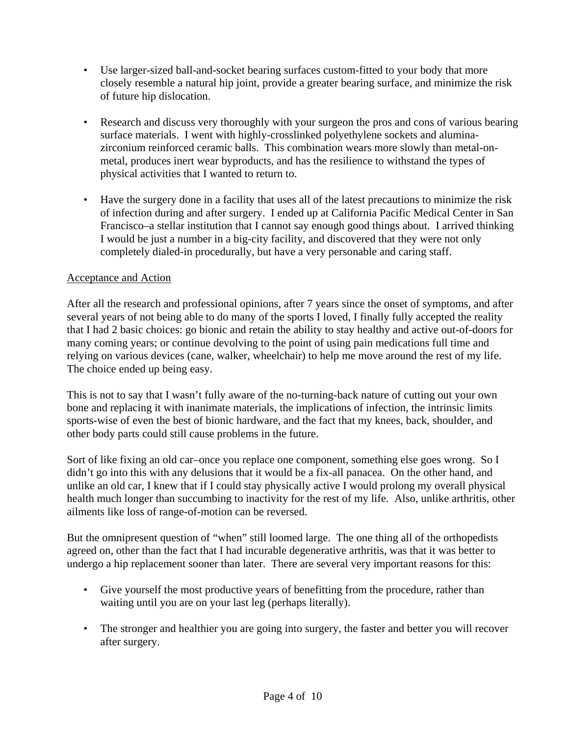- Use larger-sized ball-and-socket bearing surfaces custom-fitted to your body that more closely resemble a natural hip joint, provide a greater bearing surface, and minimize the risk of future hip dislocation.

- Research and discuss very thoroughly with your surgeon the pros and cons of various bearing surface materials. I went with highly-crosslinked polyethylene sockets and alumina-zirconium reinforced ceramic balls. This combination wears more slowly than metal-on-metal, produces inert wear byproducts, and has the resilience to withstand the types of physical activities that I wanted to return to.

- Have the surgery done in a facility that uses all of the latest precautions to minimize the risk of infection during and after surgery. I ended up at California Pacific Medical Center in San Francisco–a stellar institution that I cannot say enough good things about. I arrived thinking I would be just a number in a big-city facility, and discovered that they were not only completely dialed-in procedurally, but have a very personable and caring staff.

## Acceptance and Action

After all the research and professional opinions, after 7 years since the onset of symptoms, and after several years of not being able to do many of the sports I loved, I finally fully accepted the reality that I had 2 basic choices: go bionic and retain the ability to stay healthy and active out-of-doors for many coming years; or continue devolving to the point of using pain medications full time and relying on various devices (cane, walker, wheelchair) to help me move around the rest of my life. The choice ended up being easy.

This is not to say that I wasn't fully aware of the no-turning-back nature of cutting out your own bone and replacing it with inanimate materials, the implications of infection, the intrinsic limits sports-wise of even the best of bionic hardware, and the fact that my knees, back, shoulder, and other body parts could still cause problems in the future.

Sort of like fixing an old car–once you replace one component, something else goes wrong. So I didn't go into this with any delusions that it would be a fix-all panacea. On the other hand, and unlike an old car, I knew that if I could stay physically active I would prolong my overall physical health much longer than succumbing to inactivity for the rest of my life. Also, unlike arthritis, other ailments like loss of range-of-motion can be reversed.

But the omnipresent question of "when" still loomed large. The one thing all of the orthopedists agreed on, other than the fact that I had incurable degenerative arthritis, was that it was better to undergo a hip replacement sooner than later. There are several very important reasons for this:

- Give yourself the most productive years of benefitting from the procedure, rather than waiting until you are on your last leg (perhaps literally).

- The stronger and healthier you are going into surgery, the faster and better you will recover after surgery.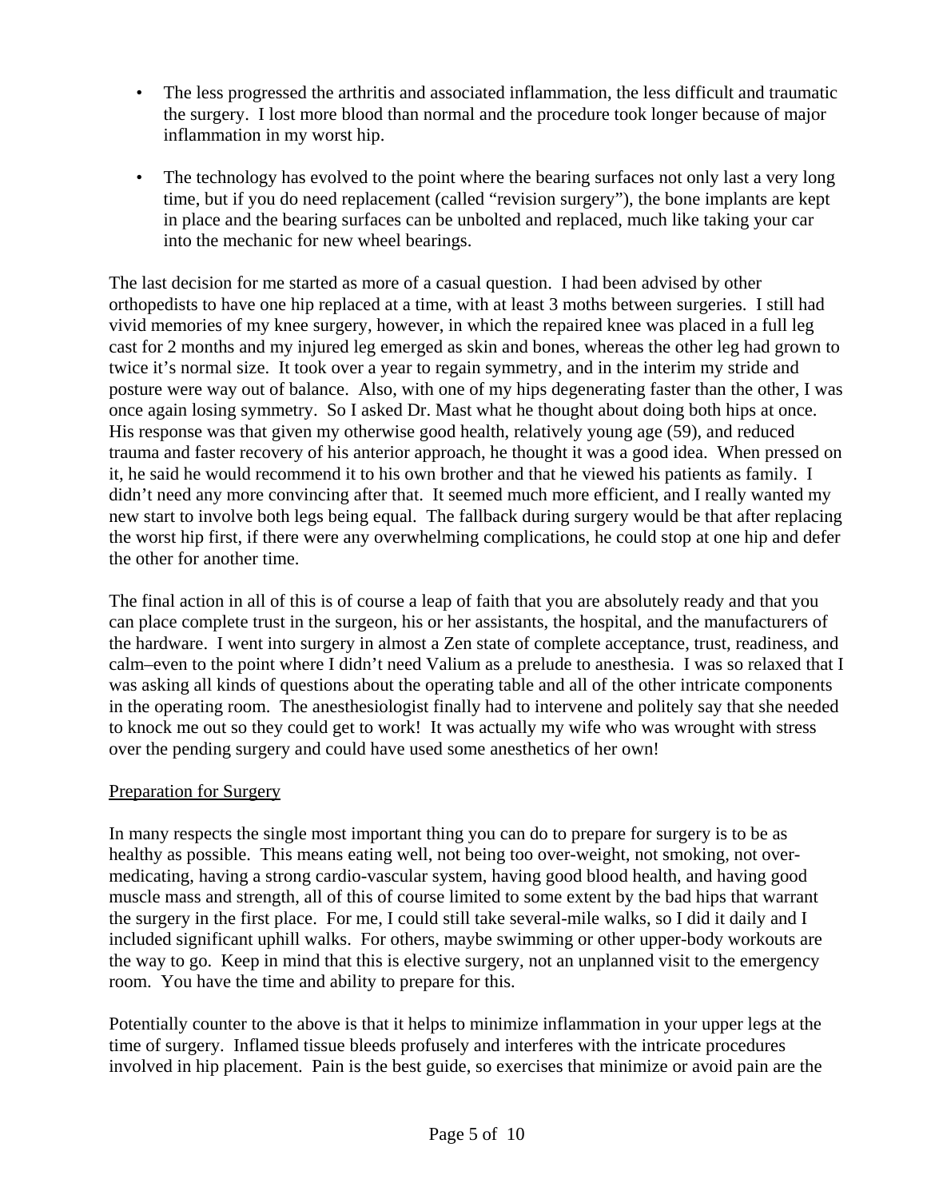- The less progressed the arthritis and associated inflammation, the less difficult and traumatic the surgery. I lost more blood than normal and the procedure took longer because of major inflammation in my worst hip.

- The technology has evolved to the point where the bearing surfaces not only last a very long time, but if you do need replacement (called "revision surgery"), the bone implants are kept in place and the bearing surfaces can be unbolted and replaced, much like taking your car into the mechanic for new wheel bearings.

The last decision for me started as more of a casual question. I had been advised by other orthopedists to have one hip replaced at a time, with at least 3 moths between surgeries. I still had vivid memories of my knee surgery, however, in which the repaired knee was placed in a full leg cast for 2 months and my injured leg emerged as skin and bones, whereas the other leg had grown to twice it's normal size. It took over a year to regain symmetry, and in the interim my stride and posture were way out of balance. Also, with one of my hips degenerating faster than the other, I was once again losing symmetry. So I asked Dr. Mast what he thought about doing both hips at once. His response was that given my otherwise good health, relatively young age (59), and reduced trauma and faster recovery of his anterior approach, he thought it was a good idea. When pressed on it, he said he would recommend it to his own brother and that he viewed his patients as family. I didn't need any more convincing after that. It seemed much more efficient, and I really wanted my new start to involve both legs being equal. The fallback during surgery would be that after replacing the worst hip first, if there were any overwhelming complications, he could stop at one hip and defer the other for another time.

The final action in all of this is of course a leap of faith that you are absolutely ready and that you can place complete trust in the surgeon, his or her assistants, the hospital, and the manufacturers of the hardware. I went into surgery in almost a Zen state of complete acceptance, trust, readiness, and calm–even to the point where I didn't need Valium as a prelude to anesthesia. I was so relaxed that I was asking all kinds of questions about the operating table and all of the other intricate components in the operating room. The anesthesiologist finally had to intervene and politely say that she needed to knock me out so they could get to work! It was actually my wife who was wrought with stress over the pending surgery and could have used some anesthetics of her own!

## Preparation for Surgery

In many respects the single most important thing you can do to prepare for surgery is to be as healthy as possible. This means eating well, not being too over-weight, not smoking, not over-medicating, having a strong cardio-vascular system, having good blood health, and having good muscle mass and strength, all of this of course limited to some extent by the bad hips that warrant the surgery in the first place. For me, I could still take several-mile walks, so I did it daily and I included significant uphill walks. For others, maybe swimming or other upper-body workouts are the way to go. Keep in mind that this is elective surgery, not an unplanned visit to the emergency room. You have the time and ability to prepare for this.

Potentially counter to the above is that it helps to minimize inflammation in your upper legs at the time of surgery. Inflamed tissue bleeds profusely and interferes with the intricate procedures involved in hip placement. Pain is the best guide, so exercises that minimize or avoid pain are the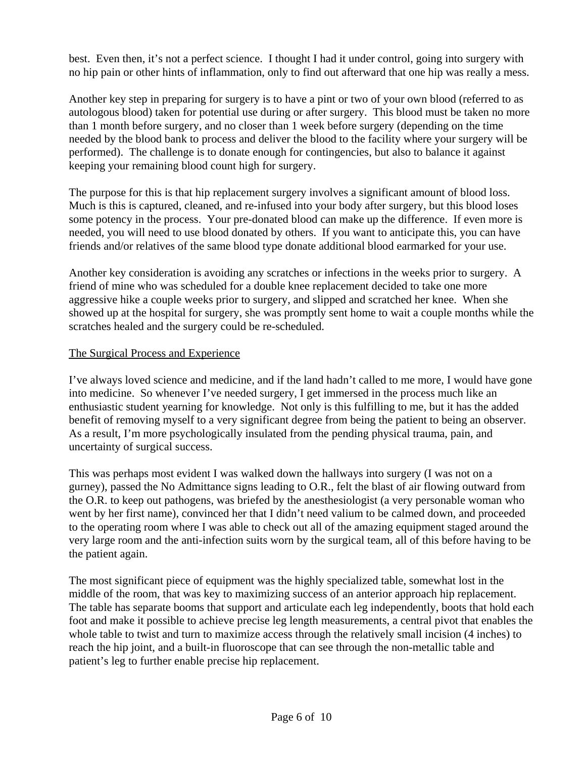best. Even then, it's not a perfect science. I thought I had it under control, going into surgery with no hip pain or other hints of inflammation, only to find out afterward that one hip was really a mess.

Another key step in preparing for surgery is to have a pint or two of your own blood (referred to as autologous blood) taken for potential use during or after surgery. This blood must be taken no more than 1 month before surgery, and no closer than 1 week before surgery (depending on the time needed by the blood bank to process and deliver the blood to the facility where your surgery will be performed). The challenge is to donate enough for contingencies, but also to balance it against keeping your remaining blood count high for surgery.

The purpose for this is that hip replacement surgery involves a significant amount of blood loss. Much is this is captured, cleaned, and re-infused into your body after surgery, but this blood loses some potency in the process. Your pre-donated blood can make up the difference. If even more is needed, you will need to use blood donated by others. If you want to anticipate this, you can have friends and/or relatives of the same blood type donate additional blood earmarked for your use.

Another key consideration is avoiding any scratches or infections in the weeks prior to surgery. A friend of mine who was scheduled for a double knee replacement decided to take one more aggressive hike a couple weeks prior to surgery, and slipped and scratched her knee. When she showed up at the hospital for surgery, she was promptly sent home to wait a couple months while the scratches healed and the surgery could be re-scheduled.

<u>The Surgical Process and Experience</u>

I've always loved science and medicine, and if the land hadn't called to me more, I would have gone into medicine. So whenever I've needed surgery, I get immersed in the process much like an enthusiastic student yearning for knowledge. Not only is this fulfilling to me, but it has the added benefit of removing myself to a very significant degree from being the patient to being an observer. As a result, I'm more psychologically insulated from the pending physical trauma, pain, and uncertainty of surgical success.

This was perhaps most evident I was walked down the hallways into surgery (I was not on a gurney), passed the No Admittance signs leading to O.R., felt the blast of air flowing outward from the O.R. to keep out pathogens, was briefed by the anesthesiologist (a very personable woman who went by her first name), convinced her that I didn't need valium to be calmed down, and proceeded to the operating room where I was able to check out all of the amazing equipment staged around the very large room and the anti-infection suits worn by the surgical team, all of this before having to be the patient again.

The most significant piece of equipment was the highly specialized table, somewhat lost in the middle of the room, that was key to maximizing success of an anterior approach hip replacement. The table has separate booms that support and articulate each leg independently, boots that hold each foot and make it possible to achieve precise leg length measurements, a central pivot that enables the whole table to twist and turn to maximize access through the relatively small incision (4 inches) to reach the hip joint, and a built-in fluoroscope that can see through the non-metallic table and patient's leg to further enable precise hip replacement.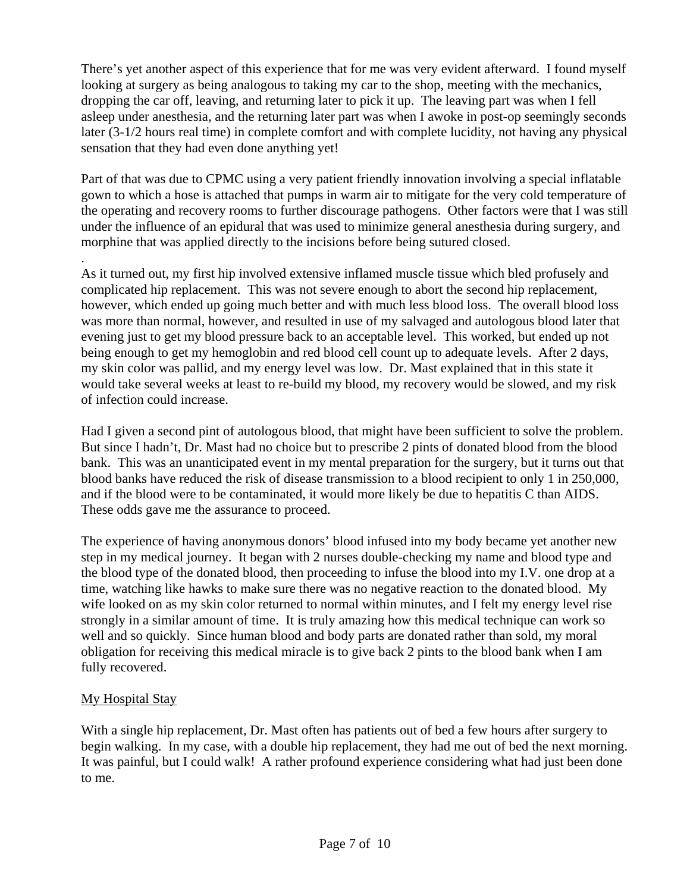There’s yet another aspect of this experience that for me was very evident afterward. I found myself looking at surgery as being analogous to taking my car to the shop, meeting with the mechanics, dropping the car off, leaving, and returning later to pick it up. The leaving part was when I fell asleep under anesthesia, and the returning later part was when I awoke in post-op seemingly seconds later (3-1/2 hours real time) in complete comfort and with complete lucidity, not having any physical sensation that they had even done anything yet!

Part of that was due to CPMC using a very patient friendly innovation involving a special inflatable gown to which a hose is attached that pumps in warm air to mitigate for the very cold temperature of the operating and recovery rooms to further discourage pathogens. Other factors were that I was still under the influence of an epidural that was used to minimize general anesthesia during surgery, and morphine that was applied directly to the incisions before being sutured closed.

.

As it turned out, my first hip involved extensive inflamed muscle tissue which bled profusely and complicated hip replacement. This was not severe enough to abort the second hip replacement, however, which ended up going much better and with much less blood loss. The overall blood loss was more than normal, however, and resulted in use of my salvaged and autologous blood later that evening just to get my blood pressure back to an acceptable level. This worked, but ended up not being enough to get my hemoglobin and red blood cell count up to adequate levels. After 2 days, my skin color was pallid, and my energy level was low. Dr. Mast explained that in this state it would take several weeks at least to re-build my blood, my recovery would be slowed, and my risk of infection could increase.

Had I given a second pint of autologous blood, that might have been sufficient to solve the problem. But since I hadn’t, Dr. Mast had no choice but to prescribe 2 pints of donated blood from the blood bank. This was an unanticipated event in my mental preparation for the surgery, but it turns out that blood banks have reduced the risk of disease transmission to a blood recipient to only 1 in 250,000, and if the blood were to be contaminated, it would more likely be due to hepatitis C than AIDS. These odds gave me the assurance to proceed.

The experience of having anonymous donors’ blood infused into my body became yet another new step in my medical journey. It began with 2 nurses double-checking my name and blood type and the blood type of the donated blood, then proceeding to infuse the blood into my I.V. one drop at a time, watching like hawks to make sure there was no negative reaction to the donated blood. My wife looked on as my skin color returned to normal within minutes, and I felt my energy level rise strongly in a similar amount of time. It is truly amazing how this medical technique can work so well and so quickly. Since human blood and body parts are donated rather than sold, my moral obligation for receiving this medical miracle is to give back 2 pints to the blood bank when I am fully recovered.

## My Hospital Stay

With a single hip replacement, Dr. Mast often has patients out of bed a few hours after surgery to begin walking. In my case, with a double hip replacement, they had me out of bed the next morning. It was painful, but I could walk! A rather profound experience considering what had just been done to me.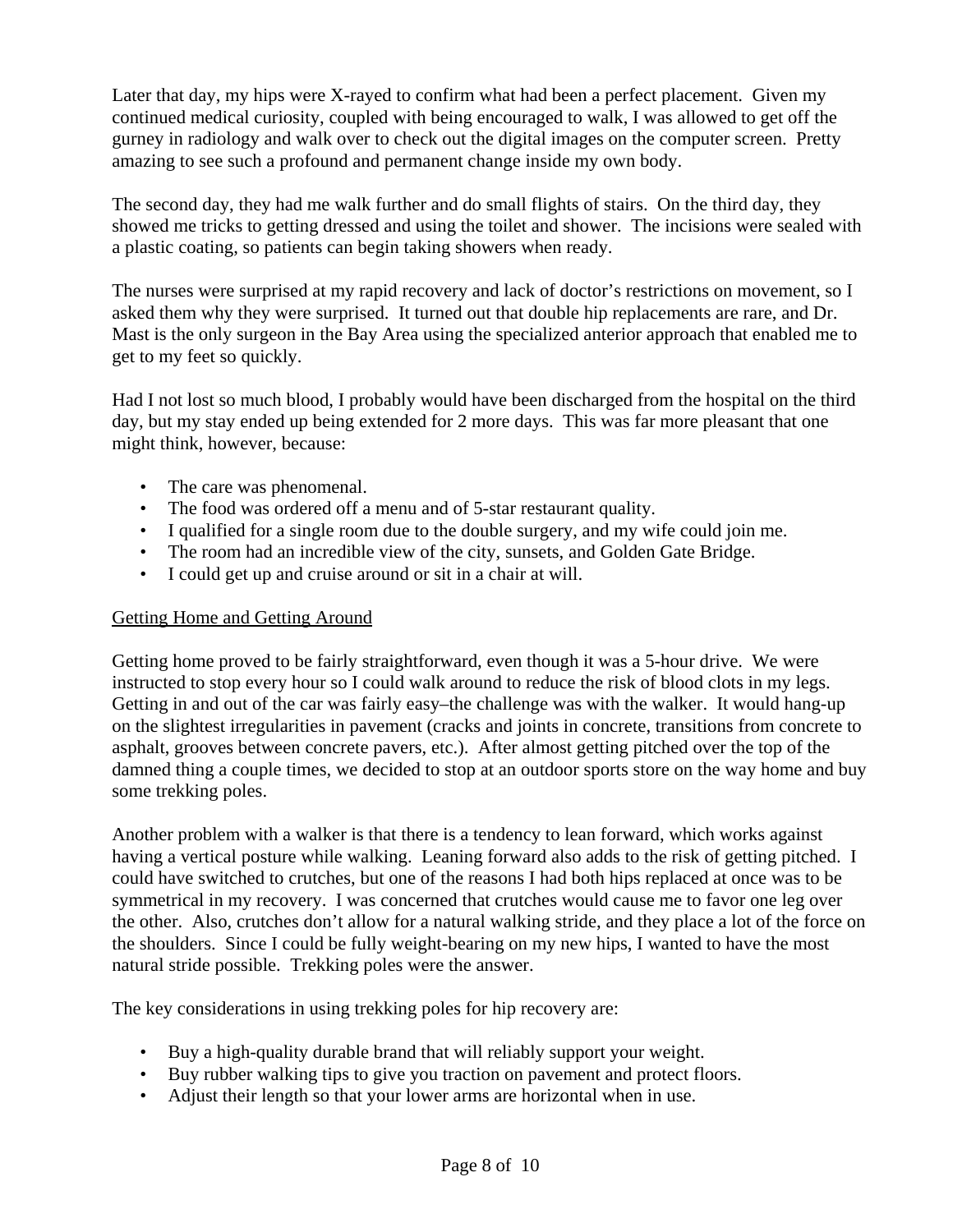Later that day, my hips were X-rayed to confirm what had been a perfect placement. Given my continued medical curiosity, coupled with being encouraged to walk, I was allowed to get off the gurney in radiology and walk over to check out the digital images on the computer screen. Pretty amazing to see such a profound and permanent change inside my own body.

The second day, they had me walk further and do small flights of stairs. On the third day, they showed me tricks to getting dressed and using the toilet and shower. The incisions were sealed with a plastic coating, so patients can begin taking showers when ready.

The nurses were surprised at my rapid recovery and lack of doctor's restrictions on movement, so I asked them why they were surprised. It turned out that double hip replacements are rare, and Dr. Mast is the only surgeon in the Bay Area using the specialized anterior approach that enabled me to get to my feet so quickly.

Had I not lost so much blood, I probably would have been discharged from the hospital on the third day, but my stay ended up being extended for 2 more days. This was far more pleasant that one might think, however, because:

- The care was phenomenal.
- The food was ordered off a menu and of 5-star restaurant quality.
- I qualified for a single room due to the double surgery, and my wife could join me.
- The room had an incredible view of the city, sunsets, and Golden Gate Bridge.
- I could get up and cruise around or sit in a chair at will.

<u>Getting Home and Getting Around</u>

Getting home proved to be fairly straightforward, even though it was a 5-hour drive. We were instructed to stop every hour so I could walk around to reduce the risk of blood clots in my legs. Getting in and out of the car was fairly easy–the challenge was with the walker. It would hang-up on the slightest irregularities in pavement (cracks and joints in concrete, transitions from concrete to asphalt, grooves between concrete pavers, etc.). After almost getting pitched over the top of the damned thing a couple times, we decided to stop at an outdoor sports store on the way home and buy some trekking poles.

Another problem with a walker is that there is a tendency to lean forward, which works against having a vertical posture while walking. Leaning forward also adds to the risk of getting pitched. I could have switched to crutches, but one of the reasons I had both hips replaced at once was to be symmetrical in my recovery. I was concerned that crutches would cause me to favor one leg over the other. Also, crutches don't allow for a natural walking stride, and they place a lot of the force on the shoulders. Since I could be fully weight-bearing on my new hips, I wanted to have the most natural stride possible. Trekking poles were the answer.

The key considerations in using trekking poles for hip recovery are:

- Buy a high-quality durable brand that will reliably support your weight.
- Buy rubber walking tips to give you traction on pavement and protect floors.
- Adjust their length so that your lower arms are horizontal when in use.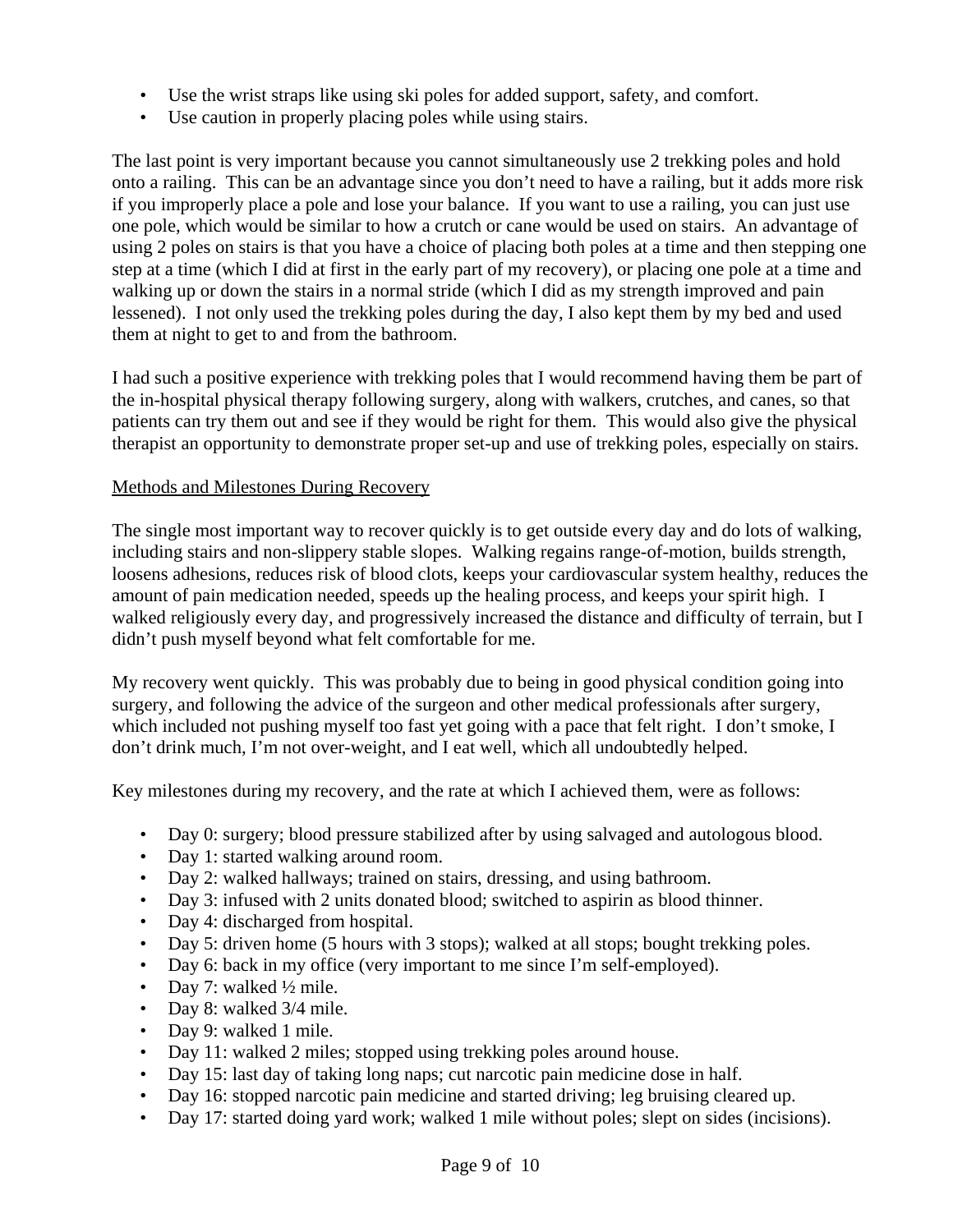- Use the wrist straps like using ski poles for added support, safety, and comfort.
- Use caution in properly placing poles while using stairs.

The last point is very important because you cannot simultaneously use 2 trekking poles and hold onto a railing. This can be an advantage since you don't need to have a railing, but it adds more risk if you improperly place a pole and lose your balance. If you want to use a railing, you can just use one pole, which would be similar to how a crutch or cane would be used on stairs. An advantage of using 2 poles on stairs is that you have a choice of placing both poles at a time and then stepping one step at a time (which I did at first in the early part of my recovery), or placing one pole at a time and walking up or down the stairs in a normal stride (which I did as my strength improved and pain lessened). I not only used the trekking poles during the day, I also kept them by my bed and used them at night to get to and from the bathroom.

I had such a positive experience with trekking poles that I would recommend having them be part of the in-hospital physical therapy following surgery, along with walkers, crutches, and canes, so that patients can try them out and see if they would be right for them. This would also give the physical therapist an opportunity to demonstrate proper set-up and use of trekking poles, especially on stairs.

<u>Methods and Milestones During Recovery</u>

The single most important way to recover quickly is to get outside every day and do lots of walking, including stairs and non-slippery stable slopes. Walking regains range-of-motion, builds strength, loosens adhesions, reduces risk of blood clots, keeps your cardiovascular system healthy, reduces the amount of pain medication needed, speeds up the healing process, and keeps your spirit high. I walked religiously every day, and progressively increased the distance and difficulty of terrain, but I didn't push myself beyond what felt comfortable for me.

My recovery went quickly. This was probably due to being in good physical condition going into surgery, and following the advice of the surgeon and other medical professionals after surgery, which included not pushing myself too fast yet going with a pace that felt right. I don't smoke, I don't drink much, I'm not over-weight, and I eat well, which all undoubtedly helped.

Key milestones during my recovery, and the rate at which I achieved them, were as follows:

- Day 0: surgery; blood pressure stabilized after by using salvaged and autologous blood.
- Day 1: started walking around room.
- Day 2: walked hallways; trained on stairs, dressing, and using bathroom.
- Day 3: infused with 2 units donated blood; switched to aspirin as blood thinner.
- Day 4: discharged from hospital.
- Day 5: driven home (5 hours with 3 stops); walked at all stops; bought trekking poles.
- Day 6: back in my office (very important to me since I'm self-employed).
- Day 7: walked ½ mile.
- Day 8: walked 3/4 mile.
- Day 9: walked 1 mile.
- Day 11: walked 2 miles; stopped using trekking poles around house.
- Day 15: last day of taking long naps; cut narcotic pain medicine dose in half.
- Day 16: stopped narcotic pain medicine and started driving; leg bruising cleared up.
- Day 17: started doing yard work; walked 1 mile without poles; slept on sides (incisions).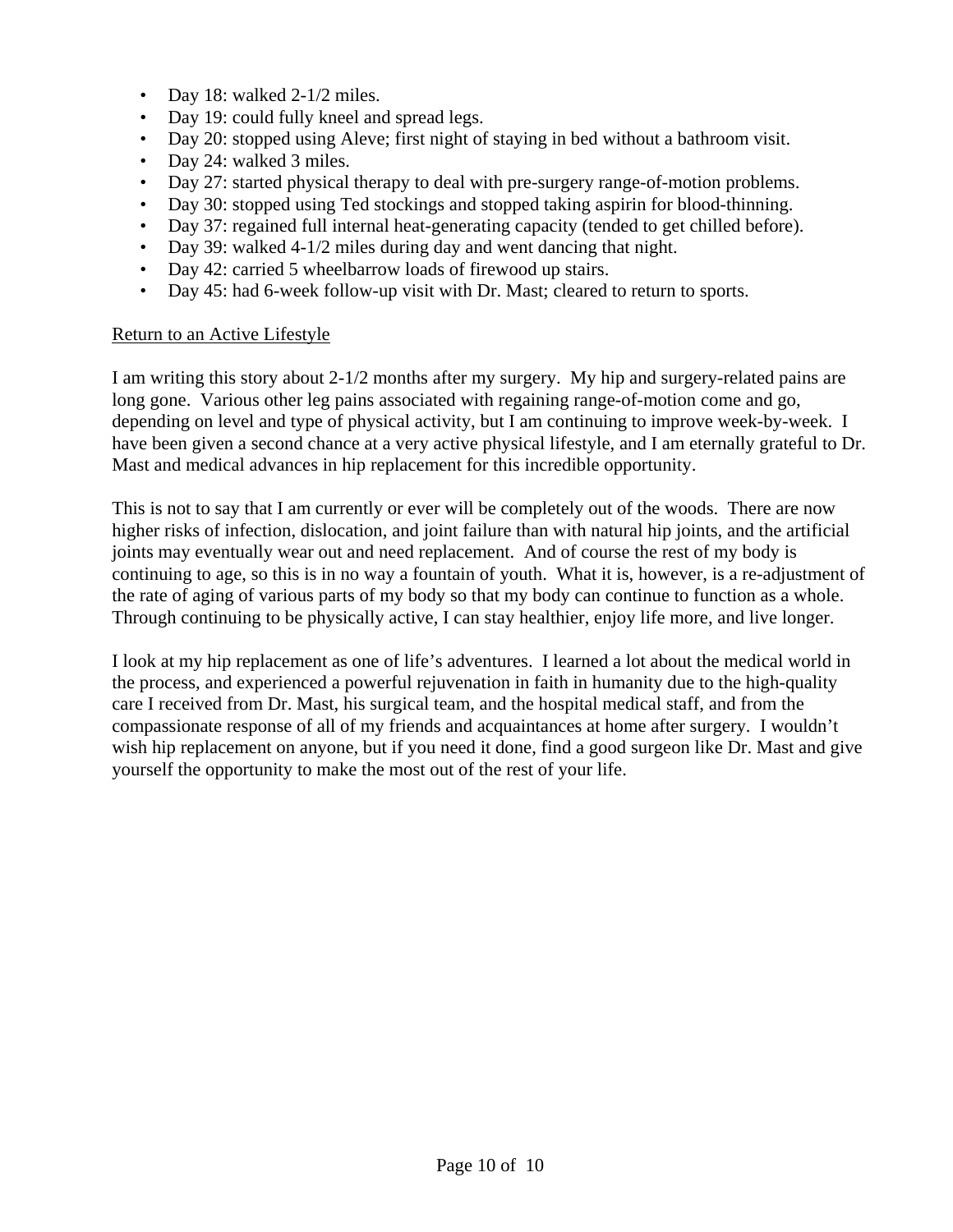- Day 18: walked 2-1/2 miles.
- Day 19: could fully kneel and spread legs.
- Day 20: stopped using Aleve; first night of staying in bed without a bathroom visit.
- Day 24: walked 3 miles.
- Day 27: started physical therapy to deal with pre-surgery range-of-motion problems.
- Day 30: stopped using Ted stockings and stopped taking aspirin for blood-thinning.
- Day 37: regained full internal heat-generating capacity (tended to get chilled before).
- Day 39: walked 4-1/2 miles during day and went dancing that night.
- Day 42: carried 5 wheelbarrow loads of firewood up stairs.
- Day 45: had 6-week follow-up visit with Dr. Mast; cleared to return to sports.

<u>Return to an Active Lifestyle</u>

I am writing this story about 2-1/2 months after my surgery. My hip and surgery-related pains are long gone. Various other leg pains associated with regaining range-of-motion come and go, depending on level and type of physical activity, but I am continuing to improve week-by-week. I have been given a second chance at a very active physical lifestyle, and I am eternally grateful to Dr. Mast and medical advances in hip replacement for this incredible opportunity.

This is not to say that I am currently or ever will be completely out of the woods. There are now higher risks of infection, dislocation, and joint failure than with natural hip joints, and the artificial joints may eventually wear out and need replacement. And of course the rest of my body is continuing to age, so this is in no way a fountain of youth. What it is, however, is a re-adjustment of the rate of aging of various parts of my body so that my body can continue to function as a whole. Through continuing to be physically active, I can stay healthier, enjoy life more, and live longer.

I look at my hip replacement as one of life's adventures. I learned a lot about the medical world in the process, and experienced a powerful rejuvenation in faith in humanity due to the high-quality care I received from Dr. Mast, his surgical team, and the hospital medical staff, and from the compassionate response of all of my friends and acquaintances at home after surgery. I wouldn't wish hip replacement on anyone, but if you need it done, find a good surgeon like Dr. Mast and give yourself the opportunity to make the most out of the rest of your life.